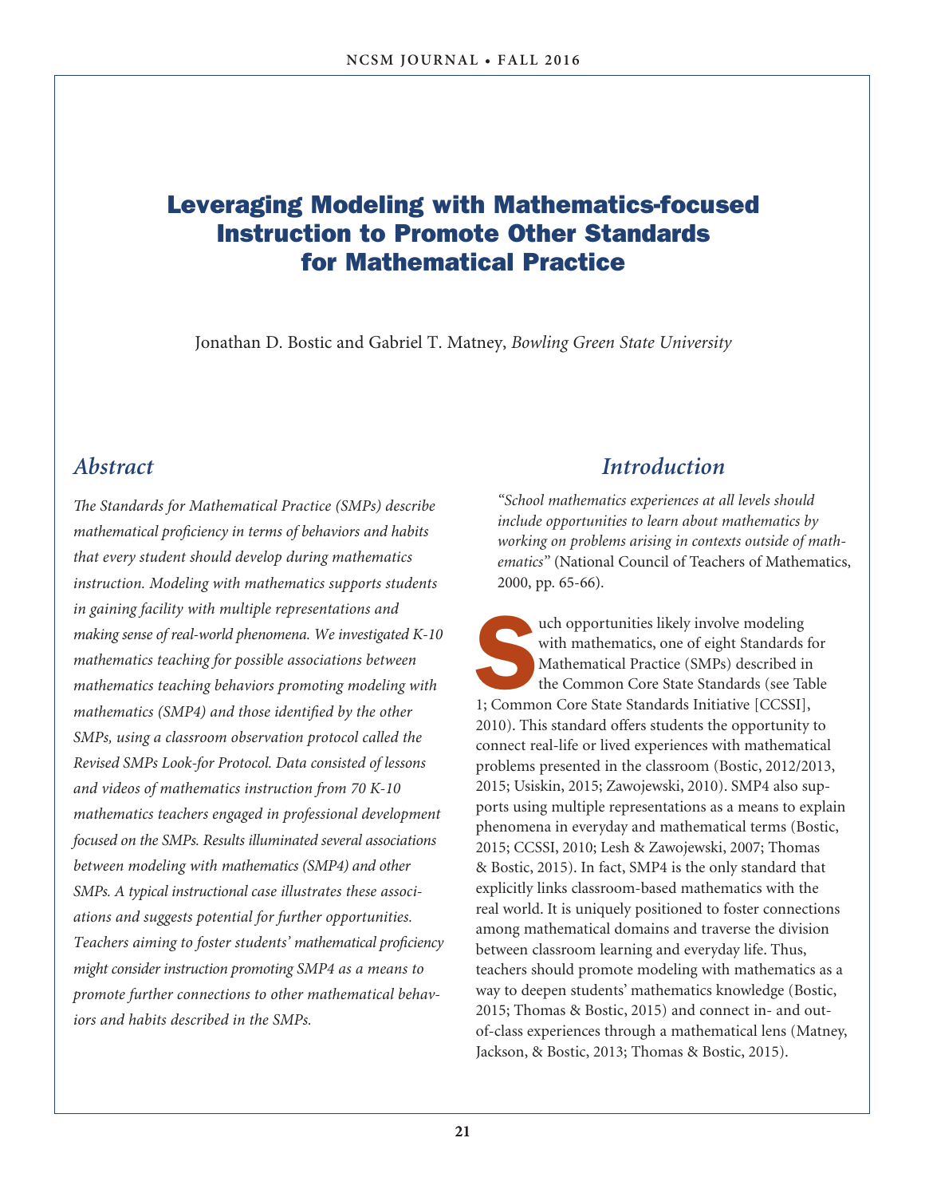# Leveraging Modeling with Mathematics-focused Instruction to Promote Other Standards for Mathematical Practice

Jonathan D. Bostic and Gabriel T. Matney, *Bowling Green State University*

## Abstract

*The Standards for Mathematical Practice (SMPs) describe mathematical proficiency in terms of behaviors and habits that every student should develop during mathematics instruction. Modeling with mathematics supports students in gaining facility with multiple representations and making sense of real-world phenomena. We investigated K-10 mathematics teaching for possible associations between mathematics teaching behaviors promoting modeling with mathematics (SMP4) and those identified by the other SMPs, using a classroom observation protocol called the Revised SMPs Look-for Protocol. Data consisted of lessons and videos of mathematics instruction from 70 K-10 mathematics teachers engaged in professional development focused on the SMPs. Results illuminated several associations between modeling with mathematics (SMP4) and other SMPs. A typical instructional case illustrates these associations and suggests potential for further opportunities. Teachers aiming to foster students' mathematical proficiency might consider instruction promoting SMP4 as a means to promote further connections to other mathematical behaviors and habits described in the SMPs.*

## Introduction

*"School mathematics experiences at all levels should include opportunities to learn about mathematics by working on problems arising in contexts outside of mathematics"* (National Council of Teachers of Mathematics, 2000, pp. 65-66).

Such opportunities likely involve modeling with mathematics, one of eight Standards for Mathematical Practice (SMPs) described in the Common Core State Standards (see Table 1; Common Core State Standards Initiative [CCSSI], 2010). This standard offers students the opportunity to connect real-life or lived experiences with mathematical problems presented in the classroom (Bostic, 2012/2013, 2015; Usiskin, 2015; Zawojewski, 2010). SMP4 also supports using multiple representations as a means to explain phenomena in everyday and mathematical terms (Bostic, 2015; CCSSI, 2010; Lesh & Zawojewski, 2007; Thomas & Bostic, 2015). In fact, SMP4 is the only standard that explicitly links classroom-based mathematics with the real world. It is uniquely positioned to foster connections among mathematical domains and traverse the division between classroom learning and everyday life. Thus, teachers should promote modeling with mathematics as a way to deepen students' mathematics knowledge (Bostic, 2015; Thomas & Bostic, 2015) and connect in- and out-of-class experiences through a mathematical lens (Matney, Jackson, & Bostic, 2013; Thomas & Bostic, 2015).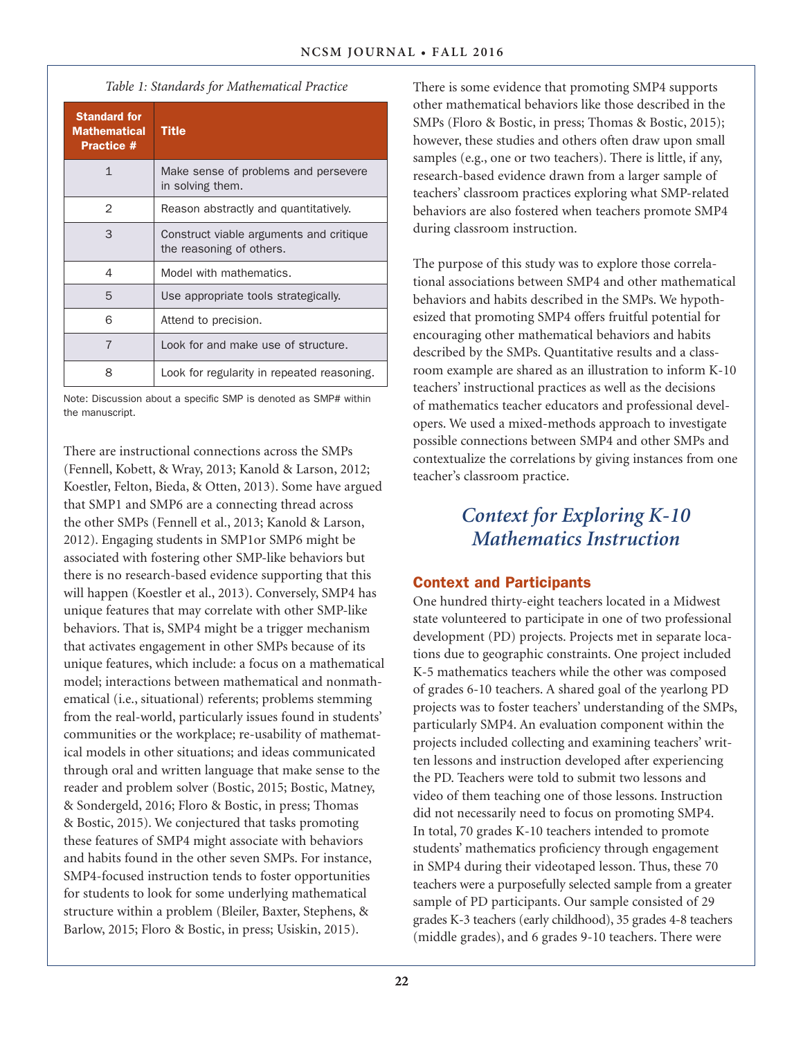*Table 1: Standards for Mathematical Practice*

| Standard for Mathematical Practice # | Title |
|---|---|
| 1 | Make sense of problems and persevere in solving them. |
| 2 | Reason abstractly and quantitatively. |
| 3 | Construct viable arguments and critique the reasoning of others. |
| 4 | Model with mathematics. |
| 5 | Use appropriate tools strategically. |
| 6 | Attend to precision. |
| 7 | Look for and make use of structure. |
| 8 | Look for regularity in repeated reasoning. |

Note: Discussion about a specific SMP is denoted as SMP# within the manuscript.

There are instructional connections across the SMPs (Fennell, Kobett, & Wray, 2013; Kanold & Larson, 2012; Koestler, Felton, Bieda, & Otten, 2013). Some have argued that SMP1 and SMP6 are a connecting thread across the other SMPs (Fennell et al., 2013; Kanold & Larson, 2012). Engaging students in SMP1or SMP6 might be associated with fostering other SMP-like behaviors but there is no research-based evidence supporting that this will happen (Koestler et al., 2013). Conversely, SMP4 has unique features that may correlate with other SMP-like behaviors. That is, SMP4 might be a trigger mechanism that activates engagement in other SMPs because of its unique features, which include: a focus on a mathematical model; interactions between mathematical and nonmathematical (i.e., situational) referents; problems stemming from the real-world, particularly issues found in students' communities or the workplace; re-usability of mathematical models in other situations; and ideas communicated through oral and written language that make sense to the reader and problem solver (Bostic, 2015; Bostic, Matney, & Sondergeld, 2016; Floro & Bostic, in press; Thomas & Bostic, 2015). We conjectured that tasks promoting these features of SMP4 might associate with behaviors and habits found in the other seven SMPs. For instance, SMP4-focused instruction tends to foster opportunities for students to look for some underlying mathematical structure within a problem (Bleiler, Baxter, Stephens, & Barlow, 2015; Floro & Bostic, in press; Usiskin, 2015).

There is some evidence that promoting SMP4 supports other mathematical behaviors like those described in the SMPs (Floro & Bostic, in press; Thomas & Bostic, 2015); however, these studies and others often draw upon small samples (e.g., one or two teachers). There is little, if any, research-based evidence drawn from a larger sample of teachers' classroom practices exploring what SMP-related behaviors are also fostered when teachers promote SMP4 during classroom instruction.

The purpose of this study was to explore those correlational associations between SMP4 and other mathematical behaviors and habits described in the SMPs. We hypothesized that promoting SMP4 offers fruitful potential for encouraging other mathematical behaviors and habits described by the SMPs. Quantitative results and a classroom example are shared as an illustration to inform K-10 teachers' instructional practices as well as the decisions of mathematics teacher educators and professional developers. We used a mixed-methods approach to investigate possible connections between SMP4 and other SMPs and contextualize the correlations by giving instances from one teacher's classroom practice.

## Context for Exploring K-10 Mathematics Instruction

### Context and Participants

One hundred thirty-eight teachers located in a Midwest state volunteered to participate in one of two professional development (PD) projects. Projects met in separate locations due to geographic constraints. One project included K-5 mathematics teachers while the other was composed of grades 6-10 teachers. A shared goal of the yearlong PD projects was to foster teachers' understanding of the SMPs, particularly SMP4. An evaluation component within the projects included collecting and examining teachers' written lessons and instruction developed after experiencing the PD. Teachers were told to submit two lessons and video of them teaching one of those lessons. Instruction did not necessarily need to focus on promoting SMP4. In total, 70 grades K-10 teachers intended to promote students' mathematics proficiency through engagement in SMP4 during their videotaped lesson. Thus, these 70 teachers were a purposefully selected sample from a greater sample of PD participants. Our sample consisted of 29 grades K-3 teachers (early childhood), 35 grades 4-8 teachers (middle grades), and 6 grades 9-10 teachers. There were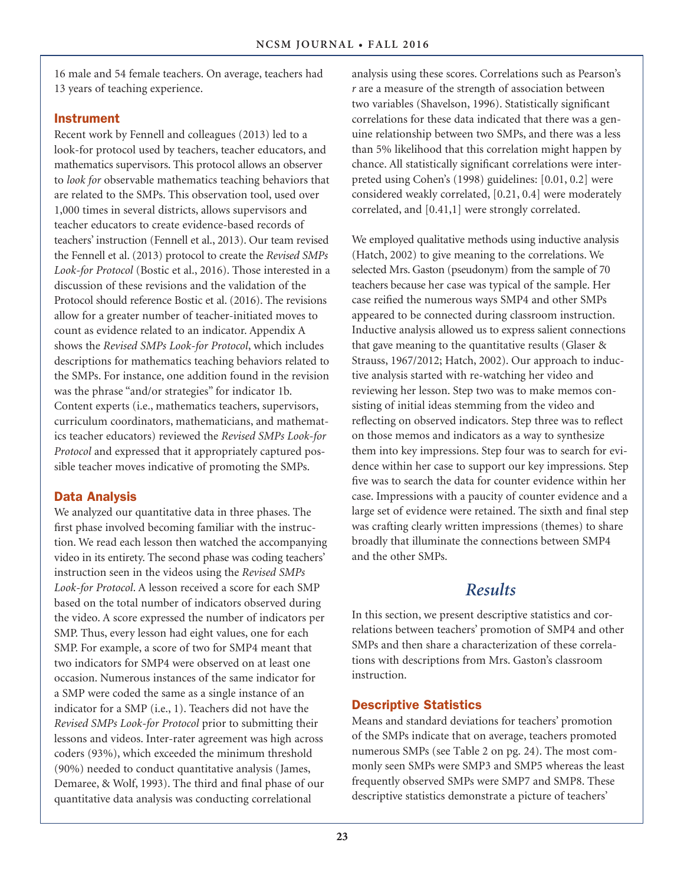16 male and 54 female teachers. On average, teachers had 13 years of teaching experience.

### Instrument

Recent work by Fennell and colleagues (2013) led to a look-for protocol used by teachers, teacher educators, and mathematics supervisors. This protocol allows an observer to *look for* observable mathematics teaching behaviors that are related to the SMPs. This observation tool, used over 1,000 times in several districts, allows supervisors and teacher educators to create evidence-based records of teachers' instruction (Fennell et al., 2013). Our team revised the Fennell et al. (2013) protocol to create the *Revised SMPs Look-for Protocol* (Bostic et al., 2016). Those interested in a discussion of these revisions and the validation of the Protocol should reference Bostic et al. (2016). The revisions allow for a greater number of teacher-initiated moves to count as evidence related to an indicator. Appendix A shows the *Revised SMPs Look-for Protocol*, which includes descriptions for mathematics teaching behaviors related to the SMPs. For instance, one addition found in the revision was the phrase "and/or strategies" for indicator 1b. Content experts (i.e., mathematics teachers, supervisors, curriculum coordinators, mathematicians, and mathematics teacher educators) reviewed the *Revised SMPs Look-for Protocol* and expressed that it appropriately captured possible teacher moves indicative of promoting the SMPs.

### Data Analysis

We analyzed our quantitative data in three phases. The first phase involved becoming familiar with the instruction. We read each lesson then watched the accompanying video in its entirety. The second phase was coding teachers' instruction seen in the videos using the *Revised SMPs Look-for Protocol*. A lesson received a score for each SMP based on the total number of indicators observed during the video. A score expressed the number of indicators per SMP. Thus, every lesson had eight values, one for each SMP. For example, a score of two for SMP4 meant that two indicators for SMP4 were observed on at least one occasion. Numerous instances of the same indicator for a SMP were coded the same as a single instance of an indicator for a SMP (i.e., 1). Teachers did not have the *Revised SMPs Look-for Protocol* prior to submitting their lessons and videos. Inter-rater agreement was high across coders (93%), which exceeded the minimum threshold (90%) needed to conduct quantitative analysis (James, Demaree, & Wolf, 1993). The third and final phase of our quantitative data analysis was conducting correlational analysis using these scores. Correlations such as Pearson's *r* are a measure of the strength of association between two variables (Shavelson, 1996). Statistically significant correlations for these data indicated that there was a genuine relationship between two SMPs, and there was a less than 5% likelihood that this correlation might happen by chance. All statistically significant correlations were interpreted using Cohen's (1998) guidelines: [0.01, 0.2] were considered weakly correlated, [0.21, 0.4] were moderately correlated, and [0.41,1] were strongly correlated.

We employed qualitative methods using inductive analysis (Hatch, 2002) to give meaning to the correlations. We selected Mrs. Gaston (pseudonym) from the sample of 70 teachers because her case was typical of the sample. Her case reified the numerous ways SMP4 and other SMPs appeared to be connected during classroom instruction. Inductive analysis allowed us to express salient connections that gave meaning to the quantitative results (Glaser & Strauss, 1967/2012; Hatch, 2002). Our approach to inductive analysis started with re-watching her video and reviewing her lesson. Step two was to make memos consisting of initial ideas stemming from the video and reflecting on observed indicators. Step three was to reflect on those memos and indicators as a way to synthesize them into key impressions. Step four was to search for evidence within her case to support our key impressions. Step five was to search the data for counter evidence within her case. Impressions with a paucity of counter evidence and a large set of evidence were retained. The sixth and final step was crafting clearly written impressions (themes) to share broadly that illuminate the connections between SMP4 and the other SMPs.

## *Results*

In this section, we present descriptive statistics and correlations between teachers' promotion of SMP4 and other SMPs and then share a characterization of these correlations with descriptions from Mrs. Gaston's classroom instruction.

### Descriptive Statistics

Means and standard deviations for teachers' promotion of the SMPs indicate that on average, teachers promoted numerous SMPs (see Table 2 on pg. 24). The most commonly seen SMPs were SMP3 and SMP5 whereas the least frequently observed SMPs were SMP7 and SMP8. These descriptive statistics demonstrate a picture of teachers'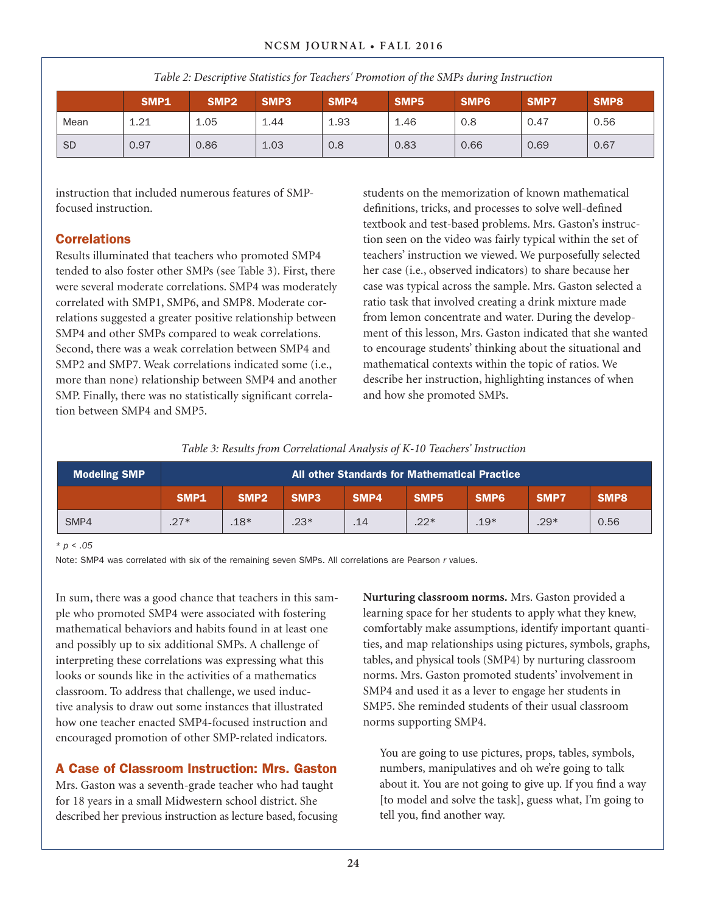*Table 2: Descriptive Statistics for Teachers' Promotion of the SMPs during Instruction*

| | SMP1 | SMP2 | SMP3 | SMP4 | SMP5 | SMP6 | SMP7 | SMP8 |
|---|---|---|---|---|---|---|---|---|
| Mean | 1.21 | 1.05 | 1.44 | 1.93 | 1.46 | 0.8 | 0.47 | 0.56 |
| SD | 0.97 | 0.86 | 1.03 | 0.8 | 0.83 | 0.66 | 0.69 | 0.67 |

instruction that included numerous features of SMP-focused instruction.

## Correlations

Results illuminated that teachers who promoted SMP4 tended to also foster other SMPs (see Table 3). First, there were several moderate correlations. SMP4 was moderately correlated with SMP1, SMP6, and SMP8. Moderate correlations suggested a greater positive relationship between SMP4 and other SMPs compared to weak correlations. Second, there was a weak correlation between SMP4 and SMP2 and SMP7. Weak correlations indicated some (i.e., more than none) relationship between SMP4 and another SMP. Finally, there was no statistically significant correlation between SMP4 and SMP5.

*Table 3: Results from Correlational Analysis of K-10 Teachers' Instruction*

| Modeling SMP | All other Standards for Mathematical Practice | | | | | | | |
|---|---|---|---|---|---|---|---|---|
| | SMP1 | SMP2 | SMP3 | SMP4 | SMP5 | SMP6 | SMP7 | SMP8 |
| SMP4 | .27* | .18* | .23* | .14 | .22* | .19* | .29* | 0.56 |

* $p < .05$

Note: SMP4 was correlated with six of the remaining seven SMPs. All correlations are Pearson $r$ values.

In sum, there was a good chance that teachers in this sample who promoted SMP4 were associated with fostering mathematical behaviors and habits found in at least one and possibly up to six additional SMPs. A challenge of interpreting these correlations was expressing what this looks or sounds like in the activities of a mathematics classroom. To address that challenge, we used inductive analysis to draw out some instances that illustrated how one teacher enacted SMP4-focused instruction and encouraged promotion of other SMP-related indicators.

## A Case of Classroom Instruction: Mrs. Gaston

Mrs. Gaston was a seventh-grade teacher who had taught for 18 years in a small Midwestern school district. She described her previous instruction as lecture based, focusing students on the memorization of known mathematical definitions, tricks, and processes to solve well-defined textbook and test-based problems. Mrs. Gaston's instruction seen on the video was fairly typical within the set of teachers' instruction we viewed. We purposefully selected her case (i.e., observed indicators) to share because her case was typical across the sample. Mrs. Gaston selected a ratio task that involved creating a drink mixture made from lemon concentrate and water. During the development of this lesson, Mrs. Gaston indicated that she wanted to encourage students' thinking about the situational and mathematical contexts within the topic of ratios. We describe her instruction, highlighting instances of when and how she promoted SMPs.

**Nurturing classroom norms.** Mrs. Gaston provided a learning space for her students to apply what they knew, comfortably make assumptions, identify important quantities, and map relationships using pictures, symbols, graphs, tables, and physical tools (SMP4) by nurturing classroom norms. Mrs. Gaston promoted students' involvement in SMP4 and used it as a lever to engage her students in SMP5. She reminded students of their usual classroom norms supporting SMP4.

> You are going to use pictures, props, tables, symbols, numbers, manipulatives and oh we're going to talk about it. You are not going to give up. If you find a way [to model and solve the task], guess what, I'm going to tell you, find another way.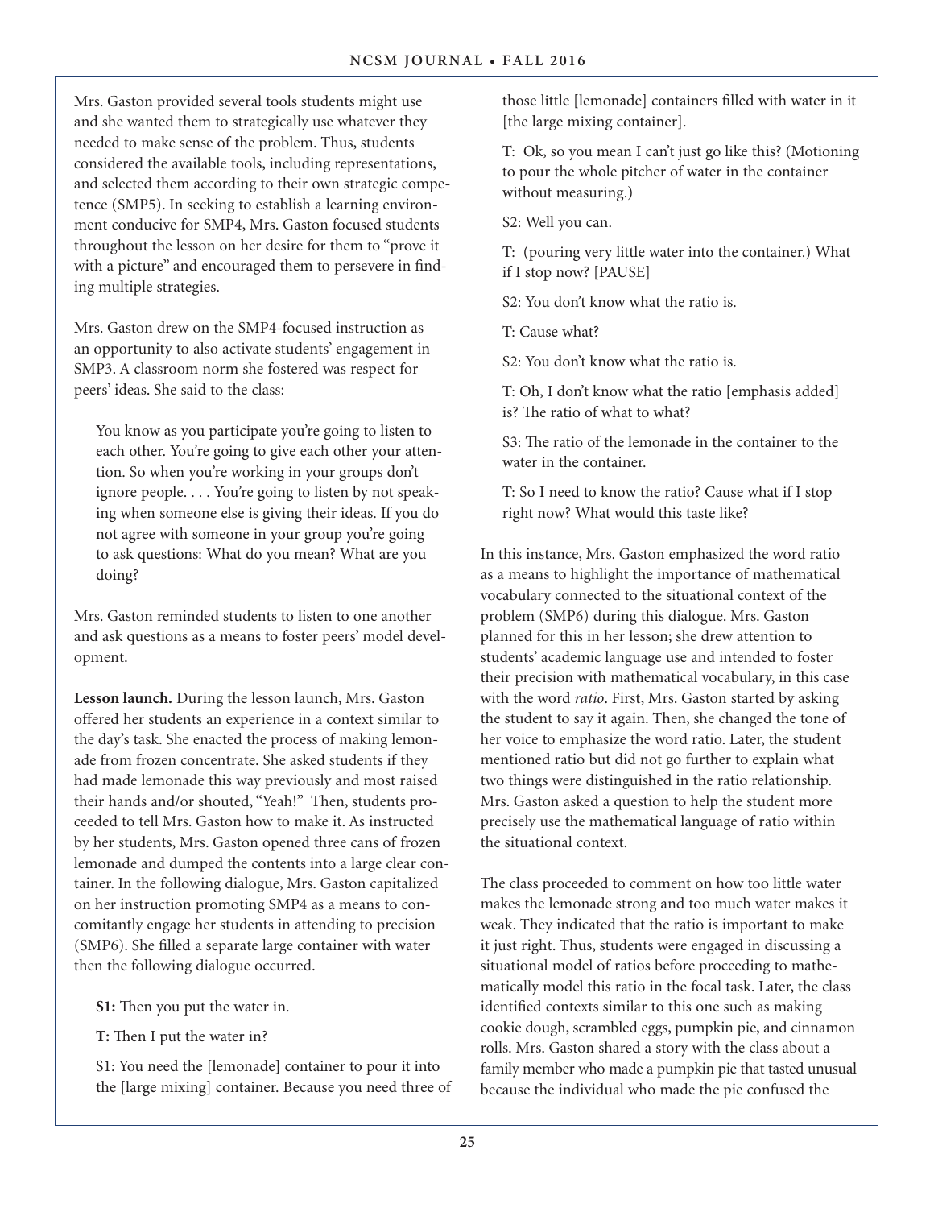Mrs. Gaston provided several tools students might use and she wanted them to strategically use whatever they needed to make sense of the problem. Thus, students considered the available tools, including representations, and selected them according to their own strategic competence (SMP5). In seeking to establish a learning environment conducive for SMP4, Mrs. Gaston focused students throughout the lesson on her desire for them to "prove it with a picture" and encouraged them to persevere in finding multiple strategies.

Mrs. Gaston drew on the SMP4-focused instruction as an opportunity to also activate students' engagement in SMP3. A classroom norm she fostered was respect for peers' ideas. She said to the class:

> You know as you participate you're going to listen to each other. You're going to give each other your attention. So when you're working in your groups don't ignore people. . . . You're going to listen by not speaking when someone else is giving their ideas. If you do not agree with someone in your group you're going to ask questions: What do you mean? What are you doing?

Mrs. Gaston reminded students to listen to one another and ask questions as a means to foster peers' model development.

**Lesson launch.** During the lesson launch, Mrs. Gaston offered her students an experience in a context similar to the day's task. She enacted the process of making lemonade from frozen concentrate. She asked students if they had made lemonade this way previously and most raised their hands and/or shouted, "Yeah!" Then, students proceeded to tell Mrs. Gaston how to make it. As instructed by her students, Mrs. Gaston opened three cans of frozen lemonade and dumped the contents into a large clear container. In the following dialogue, Mrs. Gaston capitalized on her instruction promoting SMP4 as a means to concomitantly engage her students in attending to precision (SMP6). She filled a separate large container with water then the following dialogue occurred.

> **S1:** Then you put the water in.
>
> **T:** Then I put the water in?
>
> S1: You need the [lemonade] container to pour it into the [large mixing] container. Because you need three of those little [lemonade] containers filled with water in it [the large mixing container].
>
> T: Ok, so you mean I can't just go like this? (Motioning to pour the whole pitcher of water in the container without measuring.)
>
> S2: Well you can.
>
> T: (pouring very little water into the container.) What if I stop now? [PAUSE]
>
> S2: You don't know what the ratio is.
>
> T: Cause what?
>
> S2: You don't know what the ratio is.
>
> T: Oh, I don't know what the ratio [emphasis added] is? The ratio of what to what?
>
> S3: The ratio of the lemonade in the container to the water in the container.
>
> T: So I need to know the ratio? Cause what if I stop right now? What would this taste like?

In this instance, Mrs. Gaston emphasized the word ratio as a means to highlight the importance of mathematical vocabulary connected to the situational context of the problem (SMP6) during this dialogue. Mrs. Gaston planned for this in her lesson; she drew attention to students' academic language use and intended to foster their precision with mathematical vocabulary, in this case with the word *ratio*. First, Mrs. Gaston started by asking the student to say it again. Then, she changed the tone of her voice to emphasize the word ratio. Later, the student mentioned ratio but did not go further to explain what two things were distinguished in the ratio relationship. Mrs. Gaston asked a question to help the student more precisely use the mathematical language of ratio within the situational context.

The class proceeded to comment on how too little water makes the lemonade strong and too much water makes it weak. They indicated that the ratio is important to make it just right. Thus, students were engaged in discussing a situational model of ratios before proceeding to mathematically model this ratio in the focal task. Later, the class identified contexts similar to this one such as making cookie dough, scrambled eggs, pumpkin pie, and cinnamon rolls. Mrs. Gaston shared a story with the class about a family member who made a pumpkin pie that tasted unusual because the individual who made the pie confused the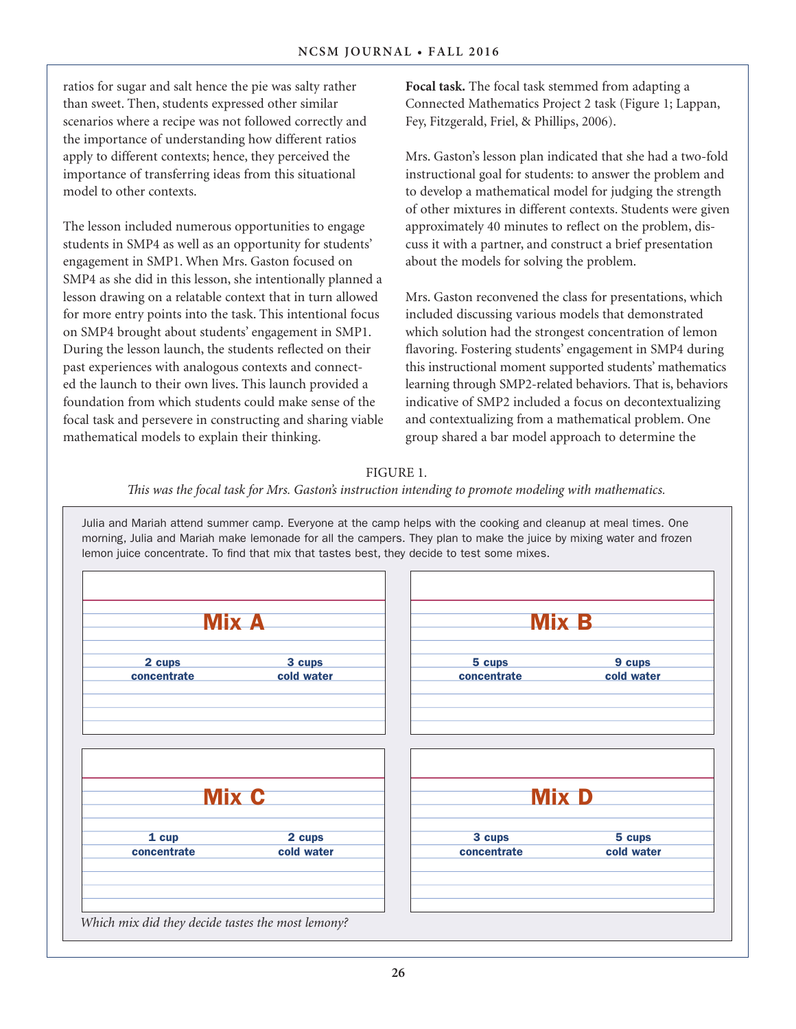ratios for sugar and salt hence the pie was salty rather than sweet. Then, students expressed other similar scenarios where a recipe was not followed correctly and the importance of understanding how different ratios apply to different contexts; hence, they perceived the importance of transferring ideas from this situational model to other contexts.

The lesson included numerous opportunities to engage students in SMP4 as well as an opportunity for students' engagement in SMP1. When Mrs. Gaston focused on SMP4 as she did in this lesson, she intentionally planned a lesson drawing on a relatable context that in turn allowed for more entry points into the task. This intentional focus on SMP4 brought about students' engagement in SMP1. During the lesson launch, the students reflected on their past experiences with analogous contexts and connected the launch to their own lives. This launch provided a foundation from which students could make sense of the focal task and persevere in constructing and sharing viable mathematical models to explain their thinking.

**Focal task.** The focal task stemmed from adapting a Connected Mathematics Project 2 task (Figure 1; Lappan, Fey, Fitzgerald, Friel, & Phillips, 2006).

Mrs. Gaston's lesson plan indicated that she had a two-fold instructional goal for students: to answer the problem and to develop a mathematical model for judging the strength of other mixtures in different contexts. Students were given approximately 40 minutes to reflect on the problem, discuss it with a partner, and construct a brief presentation about the models for solving the problem.

Mrs. Gaston reconvened the class for presentations, which included discussing various models that demonstrated which solution had the strongest concentration of lemon flavoring. Fostering students' engagement in SMP4 during this instructional moment supported students' mathematics learning through SMP2-related behaviors. That is, behaviors indicative of SMP2 included a focus on decontextualizing and contextualizing from a mathematical problem. One group shared a bar model approach to determine the

FIGURE 1.

*This was the focal task for Mrs. Gaston's instruction intending to promote modeling with mathematics.*

Julia and Mariah attend summer camp. Everyone at the camp helps with the cooking and cleanup at meal times. One morning, Julia and Mariah make lemonade for all the campers. They plan to make the juice by mixing water and frozen lemon juice concentrate. To find that mix that tastes best, they decide to test some mixes.

| Mix | Concentrate | Cold water |
|---|---|---|
| Mix A | 2 cups concentrate | 3 cups cold water |
| Mix B | 5 cups concentrate | 9 cups cold water |
| Mix C | 1 cup concentrate | 2 cups cold water |
| Mix D | 3 cups concentrate | 5 cups cold water |

*Which mix did they decide tastes the most lemony?*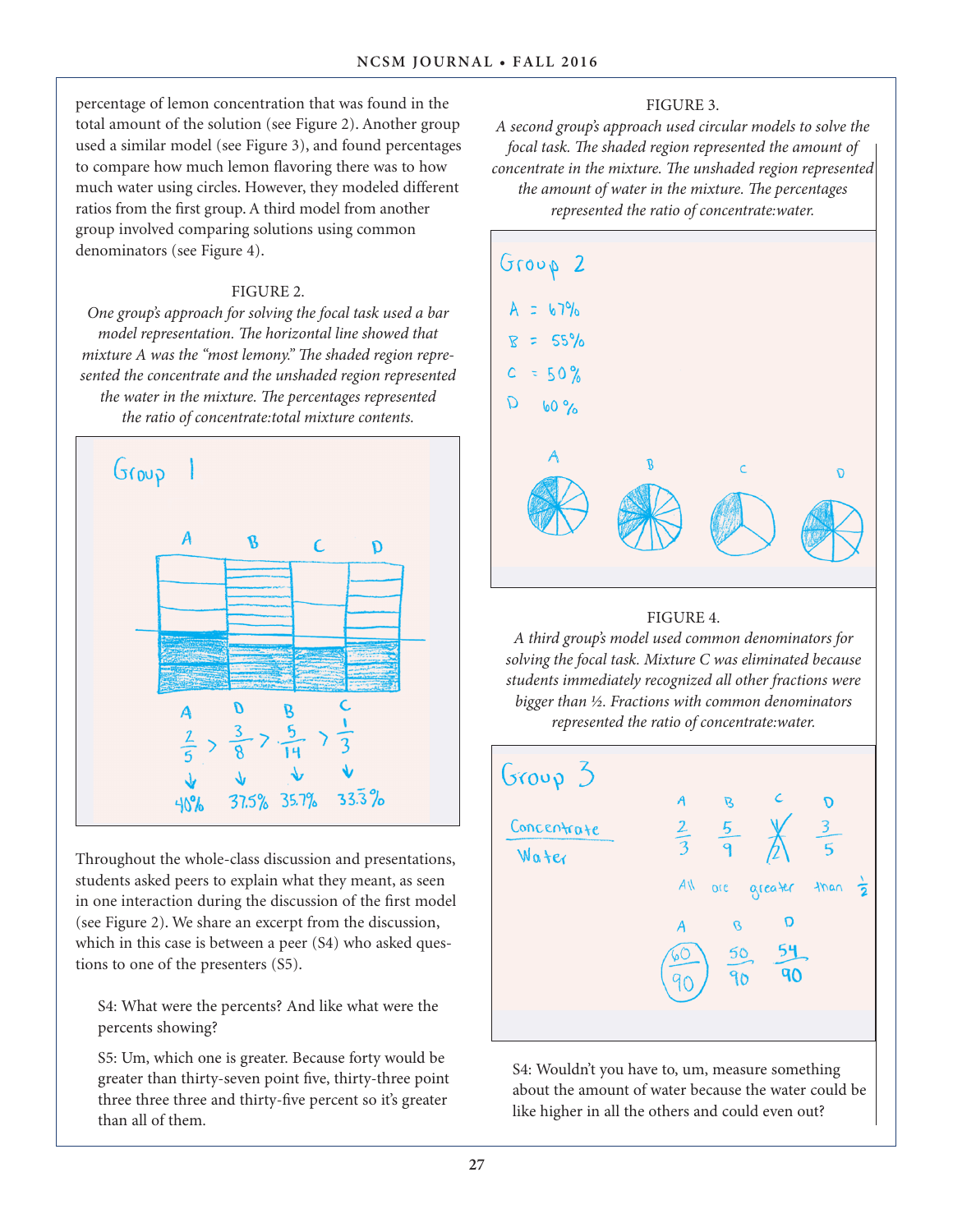percentage of lemon concentration that was found in the total amount of the solution (see Figure 2). Another group used a similar model (see Figure 3), and found percentages to compare how much lemon flavoring there was to how much water using circles. However, they modeled different ratios from the first group. A third model from another group involved comparing solutions using common denominators (see Figure 4).

FIGURE 2.

*One group's approach for solving the focal task used a bar model representation. The horizontal line showed that mixture A was the "most lemony." The shaded region represented the concentrate and the unshaded region represented the water in the mixture. The percentages represented the ratio of concentrate:total mixture contents.*

Throughout the whole-class discussion and presentations, students asked peers to explain what they meant, as seen in one interaction during the discussion of the first model (see Figure 2). We share an excerpt from the discussion, which in this case is between a peer (S4) who asked questions to one of the presenters (S5).

> S4: What were the percents? And like what were the percents showing?
>
> S5: Um, which one is greater. Because forty would be greater than thirty-seven point five, thirty-three point three three three and thirty-five percent so it's greater than all of them.

FIGURE 3.

*A second group's approach used circular models to solve the focal task. The shaded region represented the amount of concentrate in the mixture. The unshaded region represented the amount of water in the mixture. The percentages represented the ratio of concentrate:water.*

FIGURE 4.

*A third group's model used common denominators for solving the focal task. Mixture C was eliminated because students immediately recognized all other fractions were bigger than ½. Fractions with common denominators represented the ratio of concentrate:water.*

> S4: Wouldn't you have to, um, measure something about the amount of water because the water could be like higher in all the others and could even out?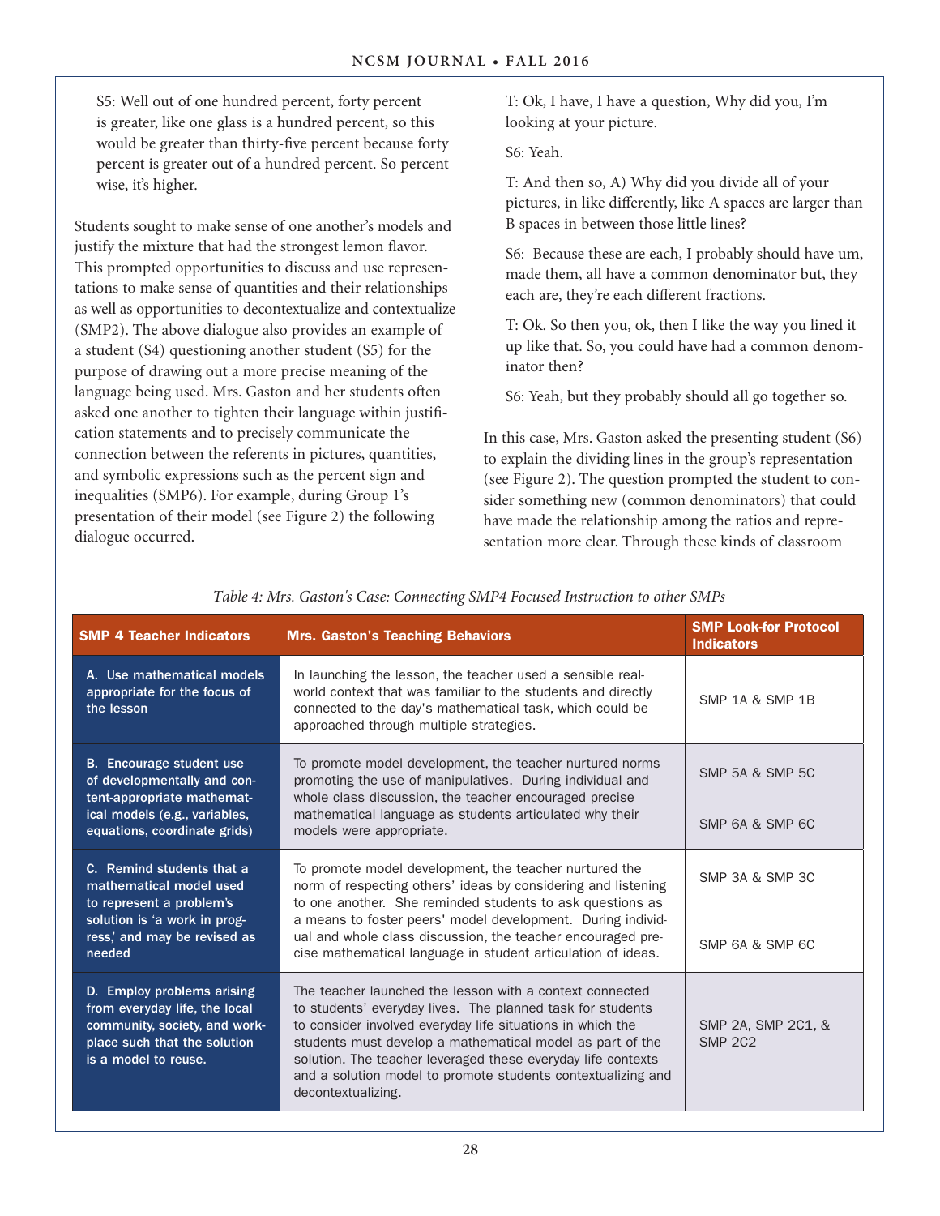S5: Well out of one hundred percent, forty percent is greater, like one glass is a hundred percent, so this would be greater than thirty-five percent because forty percent is greater out of a hundred percent. So percent wise, it's higher.

Students sought to make sense of one another's models and justify the mixture that had the strongest lemon flavor. This prompted opportunities to discuss and use representations to make sense of quantities and their relationships as well as opportunities to decontextualize and contextualize (SMP2). The above dialogue also provides an example of a student (S4) questioning another student (S5) for the purpose of drawing out a more precise meaning of the language being used. Mrs. Gaston and her students often asked one another to tighten their language within justification statements and to precisely communicate the connection between the referents in pictures, quantities, and symbolic expressions such as the percent sign and inequalities (SMP6). For example, during Group 1's presentation of their model (see Figure 2) the following dialogue occurred.

T: Ok, I have, I have a question, Why did you, I'm looking at your picture.

S6: Yeah.

T: And then so, A) Why did you divide all of your pictures, in like differently, like A spaces are larger than B spaces in between those little lines?

S6: Because these are each, I probably should have um, made them, all have a common denominator but, they each are, they're each different fractions.

T: Ok. So then you, ok, then I like the way you lined it up like that. So, you could have had a common denominator then?

S6: Yeah, but they probably should all go together so.

In this case, Mrs. Gaston asked the presenting student (S6) to explain the dividing lines in the group's representation (see Figure 2). The question prompted the student to consider something new (common denominators) that could have made the relationship among the ratios and representation more clear. Through these kinds of classroom

*Table 4: Mrs. Gaston's Case: Connecting SMP4 Focused Instruction to other SMPs*

| SMP 4 Teacher Indicators | Mrs. Gaston's Teaching Behaviors | SMP Look-for Protocol Indicators |
|---|---|---|
| **A. Use mathematical models appropriate for the focus of the lesson** | In launching the lesson, the teacher used a sensible real-world context that was familiar to the students and directly connected to the day's mathematical task, which could be approached through multiple strategies. | SMP 1A & SMP 1B |
| **B. Encourage student use of developmentally and content-appropriate mathematical models (e.g., variables, equations, coordinate grids)** | To promote model development, the teacher nurtured norms promoting the use of manipulatives. During individual and whole class discussion, the teacher encouraged precise mathematical language as students articulated why their models were appropriate. | SMP 5A & SMP 5C<br><br>SMP 6A & SMP 6C |
| **C. Remind students that a mathematical model used to represent a problem's solution is 'a work in progress,' and may be revised as needed** | To promote model development, the teacher nurtured the norm of respecting others' ideas by considering and listening to one another. She reminded students to ask questions as a means to foster peers' model development. During individual and whole class discussion, the teacher encouraged precise mathematical language in student articulation of ideas. | SMP 3A & SMP 3C<br><br>SMP 6A & SMP 6C |
| **D. Employ problems arising from everyday life, the local community, society, and workplace such that the solution is a model to reuse.** | The teacher launched the lesson with a context connected to students' everyday lives. The planned task for students to consider involved everyday life situations in which the students must develop a mathematical model as part of the solution. The teacher leveraged these everyday life contexts and a solution model to promote students contextualizing and decontextualizing. | SMP 2A, SMP 2C1, & SMP 2C2 |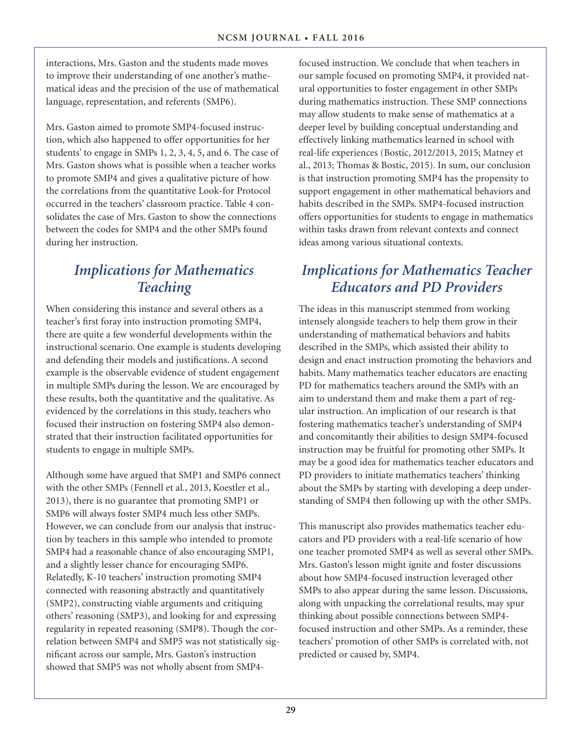interactions, Mrs. Gaston and the students made moves to improve their understanding of one another's mathematical ideas and the precision of the use of mathematical language, representation, and referents (SMP6).

Mrs. Gaston aimed to promote SMP4-focused instruction, which also happened to offer opportunities for her students' to engage in SMPs 1, 2, 3, 4, 5, and 6. The case of Mrs. Gaston shows what is possible when a teacher works to promote SMP4 and gives a qualitative picture of how the correlations from the quantitative Look-for Protocol occurred in the teachers' classroom practice. Table 4 consolidates the case of Mrs. Gaston to show the connections between the codes for SMP4 and the other SMPs found during her instruction.

## *Implications for Mathematics Teaching*

When considering this instance and several others as a teacher's first foray into instruction promoting SMP4, there are quite a few wonderful developments within the instructional scenario. One example is students developing and defending their models and justifications. A second example is the observable evidence of student engagement in multiple SMPs during the lesson. We are encouraged by these results, both the quantitative and the qualitative. As evidenced by the correlations in this study, teachers who focused their instruction on fostering SMP4 also demonstrated that their instruction facilitated opportunities for students to engage in multiple SMPs.

Although some have argued that SMP1 and SMP6 connect with the other SMPs (Fennell et al., 2013, Koestler et al., 2013), there is no guarantee that promoting SMP1 or SMP6 will always foster SMP4 much less other SMPs. However, we can conclude from our analysis that instruction by teachers in this sample who intended to promote SMP4 had a reasonable chance of also encouraging SMP1, and a slightly lesser chance for encouraging SMP6. Relatedly, K-10 teachers' instruction promoting SMP4 connected with reasoning abstractly and quantitatively (SMP2), constructing viable arguments and critiquing others' reasoning (SMP3), and looking for and expressing regularity in repeated reasoning (SMP8). Though the correlation between SMP4 and SMP5 was not statistically significant across our sample, Mrs. Gaston's instruction showed that SMP5 was not wholly absent from SMP4-focused instruction. We conclude that when teachers in our sample focused on promoting SMP4, it provided natural opportunities to foster engagement in other SMPs during mathematics instruction. These SMP connections may allow students to make sense of mathematics at a deeper level by building conceptual understanding and effectively linking mathematics learned in school with real-life experiences (Bostic, 2012/2013, 2015; Matney et al., 2013; Thomas & Bostic, 2015). In sum, our conclusion is that instruction promoting SMP4 has the propensity to support engagement in other mathematical behaviors and habits described in the SMPs. SMP4-focused instruction offers opportunities for students to engage in mathematics within tasks drawn from relevant contexts and connect ideas among various situational contexts.

## *Implications for Mathematics Teacher Educators and PD Providers*

The ideas in this manuscript stemmed from working intensely alongside teachers to help them grow in their understanding of mathematical behaviors and habits described in the SMPs, which assisted their ability to design and enact instruction promoting the behaviors and habits. Many mathematics teacher educators are enacting PD for mathematics teachers around the SMPs with an aim to understand them and make them a part of regular instruction. An implication of our research is that fostering mathematics teacher's understanding of SMP4 and concomitantly their abilities to design SMP4-focused instruction may be fruitful for promoting other SMPs. It may be a good idea for mathematics teacher educators and PD providers to initiate mathematics teachers' thinking about the SMPs by starting with developing a deep understanding of SMP4 then following up with the other SMPs.

This manuscript also provides mathematics teacher educators and PD providers with a real-life scenario of how one teacher promoted SMP4 as well as several other SMPs. Mrs. Gaston's lesson might ignite and foster discussions about how SMP4-focused instruction leveraged other SMPs to also appear during the same lesson. Discussions, along with unpacking the correlational results, may spur thinking about possible connections between SMP4-focused instruction and other SMPs. As a reminder, these teachers' promotion of other SMPs is correlated with, not predicted or caused by, SMP4.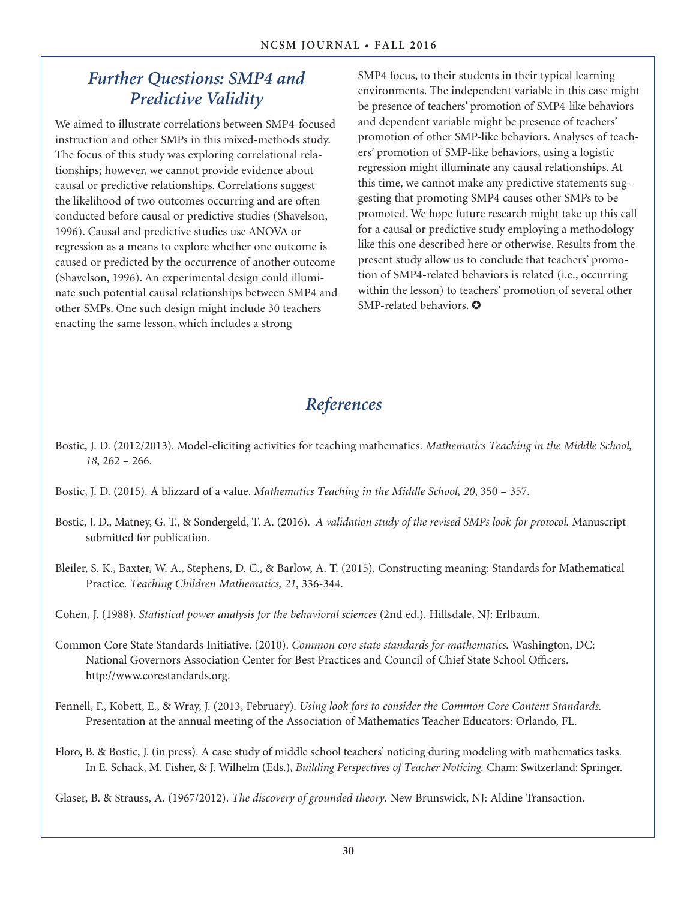## *Further Questions: SMP4 and Predictive Validity*

We aimed to illustrate correlations between SMP4-focused instruction and other SMPs in this mixed-methods study. The focus of this study was exploring correlational relationships; however, we cannot provide evidence about causal or predictive relationships. Correlations suggest the likelihood of two outcomes occurring and are often conducted before causal or predictive studies (Shavelson, 1996). Causal and predictive studies use ANOVA or regression as a means to explore whether one outcome is caused or predicted by the occurrence of another outcome (Shavelson, 1996). An experimental design could illuminate such potential causal relationships between SMP4 and other SMPs. One such design might include 30 teachers enacting the same lesson, which includes a strong SMP4 focus, to their students in their typical learning environments. The independent variable in this case might be presence of teachers' promotion of SMP4-like behaviors and dependent variable might be presence of teachers' promotion of other SMP-like behaviors. Analyses of teachers' promotion of SMP-like behaviors, using a logistic regression might illuminate any causal relationships. At this time, we cannot make any predictive statements suggesting that promoting SMP4 causes other SMPs to be promoted. We hope future research might take up this call for a causal or predictive study employing a methodology like this one described here or otherwise. Results from the present study allow us to conclude that teachers' promotion of SMP4-related behaviors is related (i.e., occurring within the lesson) to teachers' promotion of several other SMP-related behaviors. ✪

## *References*

Bostic, J. D. (2012/2013). Model-eliciting activities for teaching mathematics. *Mathematics Teaching in the Middle School, 18*, 262 – 266.

Bostic, J. D. (2015). A blizzard of a value. *Mathematics Teaching in the Middle School, 20*, 350 – 357.

Bostic, J. D., Matney, G. T., & Sondergeld, T. A. (2016). *A validation study of the revised SMPs look-for protocol.* Manuscript submitted for publication.

Bleiler, S. K., Baxter, W. A., Stephens, D. C., & Barlow, A. T. (2015). Constructing meaning: Standards for Mathematical Practice. *Teaching Children Mathematics, 21*, 336-344.

Cohen, J. (1988). *Statistical power analysis for the behavioral sciences* (2nd ed.). Hillsdale, NJ: Erlbaum.

Common Core State Standards Initiative. (2010). *Common core state standards for mathematics.* Washington, DC: National Governors Association Center for Best Practices and Council of Chief State School Officers. http://www.corestandards.org.

Fennell, F., Kobett, E., & Wray, J. (2013, February). *Using look fors to consider the Common Core Content Standards.* Presentation at the annual meeting of the Association of Mathematics Teacher Educators: Orlando, FL.

Floro, B. & Bostic, J. (in press). A case study of middle school teachers' noticing during modeling with mathematics tasks. In E. Schack, M. Fisher, & J. Wilhelm (Eds.), *Building Perspectives of Teacher Noticing.* Cham: Switzerland: Springer.

Glaser, B. & Strauss, A. (1967/2012). *The discovery of grounded theory.* New Brunswick, NJ: Aldine Transaction.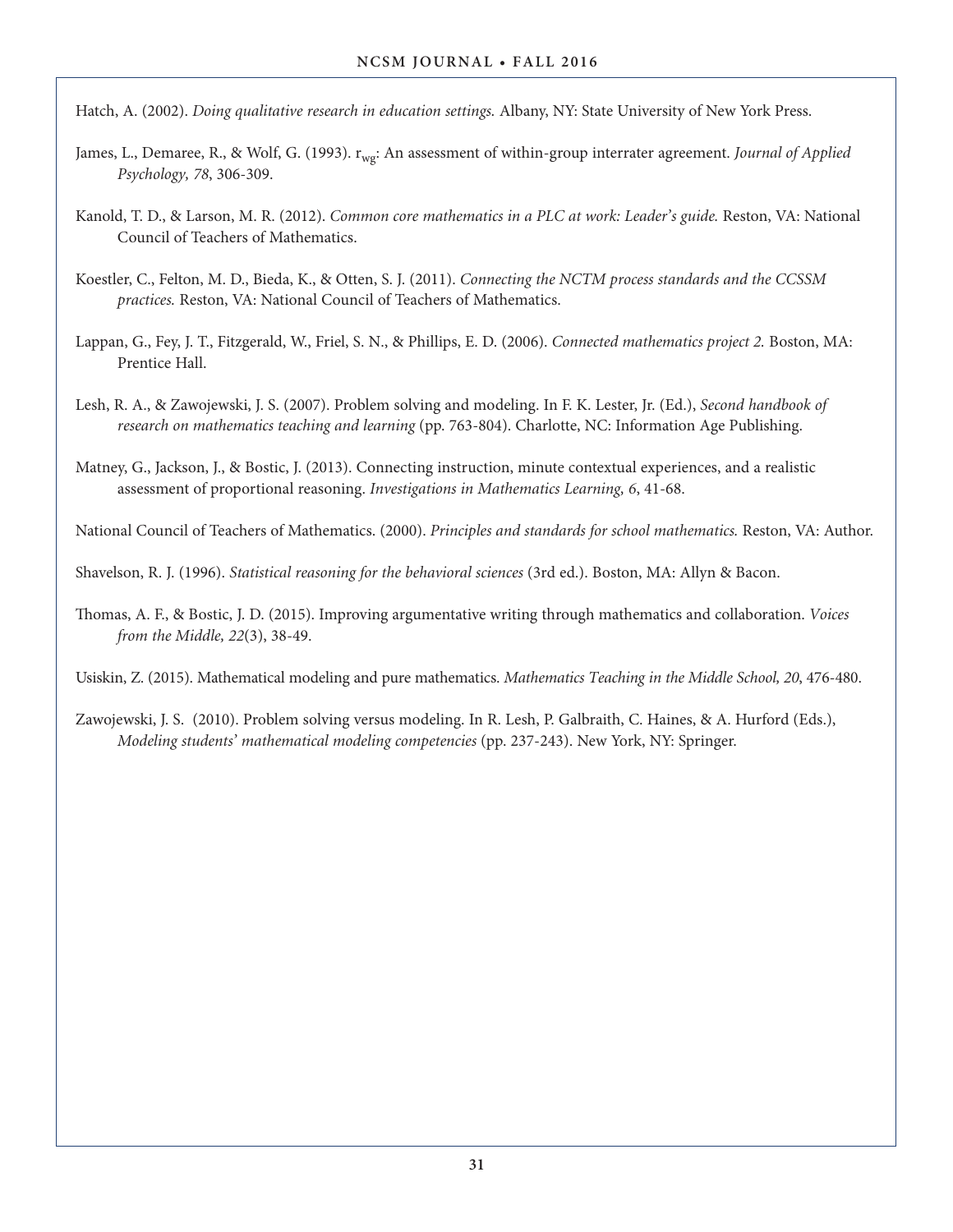Hatch, A. (2002). *Doing qualitative research in education settings.* Albany, NY: State University of New York Press.

James, L., Demaree, R., & Wolf, G. (1993). $r_{wg}$: An assessment of within-group interrater agreement. *Journal of Applied Psychology, 78*, 306-309.

Kanold, T. D., & Larson, M. R. (2012). *Common core mathematics in a PLC at work: Leader's guide.* Reston, VA: National Council of Teachers of Mathematics.

Koestler, C., Felton, M. D., Bieda, K., & Otten, S. J. (2011). *Connecting the NCTM process standards and the CCSSM practices.* Reston, VA: National Council of Teachers of Mathematics.

Lappan, G., Fey, J. T., Fitzgerald, W., Friel, S. N., & Phillips, E. D. (2006). *Connected mathematics project 2.* Boston, MA: Prentice Hall.

Lesh, R. A., & Zawojewski, J. S. (2007). Problem solving and modeling. In F. K. Lester, Jr. (Ed.), *Second handbook of research on mathematics teaching and learning* (pp. 763-804). Charlotte, NC: Information Age Publishing.

Matney, G., Jackson, J., & Bostic, J. (2013). Connecting instruction, minute contextual experiences, and a realistic assessment of proportional reasoning. *Investigations in Mathematics Learning, 6*, 41-68.

National Council of Teachers of Mathematics. (2000). *Principles and standards for school mathematics.* Reston, VA: Author.

Shavelson, R. J. (1996). *Statistical reasoning for the behavioral sciences* (3rd ed.). Boston, MA: Allyn & Bacon.

Thomas, A. F., & Bostic, J. D. (2015). Improving argumentative writing through mathematics and collaboration. *Voices from the Middle, 22*(3), 38-49.

Usiskin, Z. (2015). Mathematical modeling and pure mathematics. *Mathematics Teaching in the Middle School, 20*, 476-480.

Zawojewski, J. S. (2010). Problem solving versus modeling. In R. Lesh, P. Galbraith, C. Haines, & A. Hurford (Eds.), *Modeling students' mathematical modeling competencies* (pp. 237-243). New York, NY: Springer.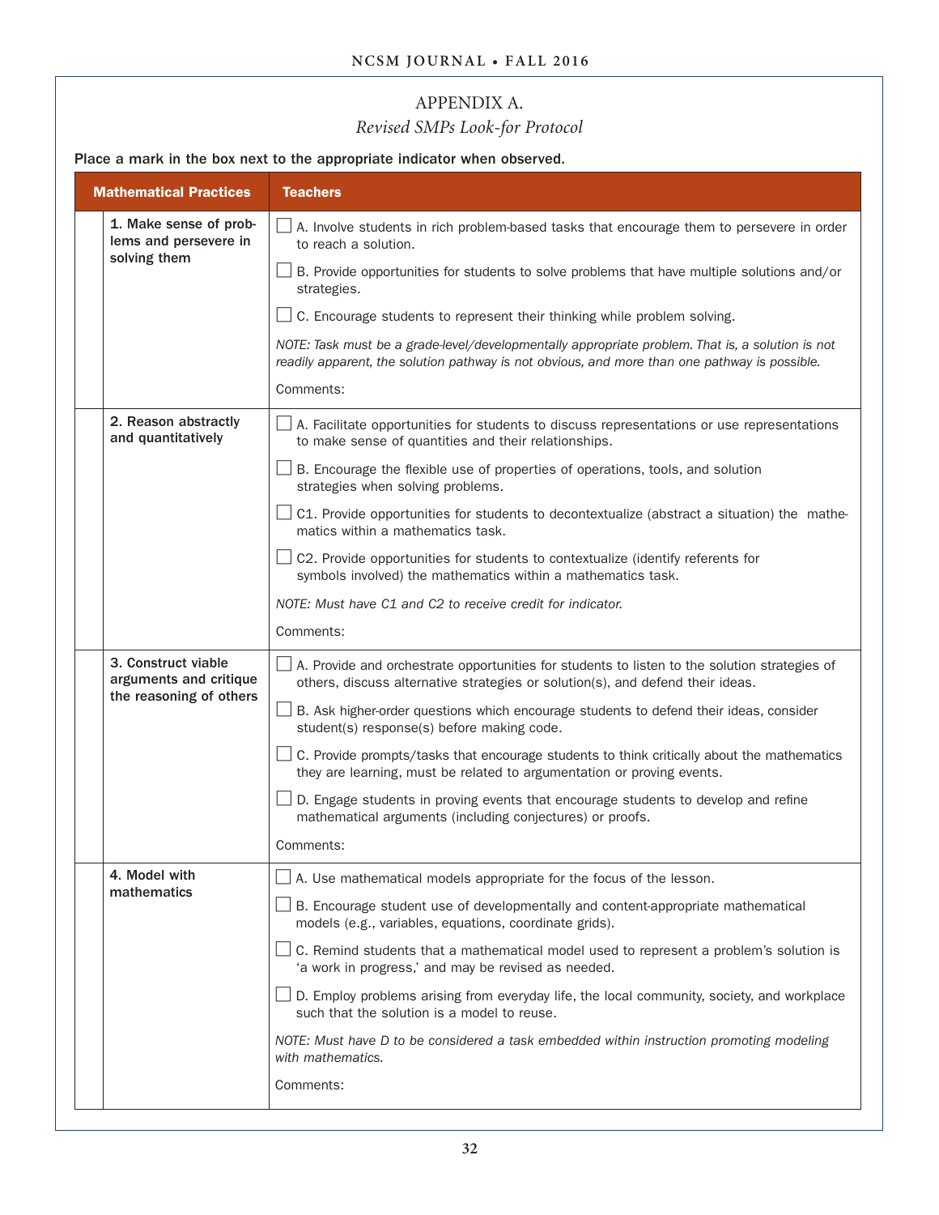## APPENDIX A.

*Revised SMPs Look-for Protocol*

**Place a mark in the box next to the appropriate indicator when observed.**

| Mathematical Practices | Teachers |
|---|---|
| **1. Make sense of problems and persevere in solving them** | ☐ A. Involve students in rich problem-based tasks that encourage them to persevere in order to reach a solution.<br><br>☐ B. Provide opportunities for students to solve problems that have multiple solutions and/or strategies.<br><br>☐ C. Encourage students to represent their thinking while problem solving.<br><br>*NOTE: Task must be a grade-level/developmentally appropriate problem. That is, a solution is not readily apparent, the solution pathway is not obvious, and more than one pathway is possible.*<br><br>Comments: |
| **2. Reason abstractly and quantitatively** | ☐ A. Facilitate opportunities for students to discuss representations or use representations to make sense of quantities and their relationships.<br><br>☐ B. Encourage the flexible use of properties of operations, tools, and solution strategies when solving problems.<br><br>☐ C1. Provide opportunities for students to decontextualize (abstract a situation) the mathematics within a mathematics task.<br><br>☐ C2. Provide opportunities for students to contextualize (identify referents for symbols involved) the mathematics within a mathematics task.<br><br>*NOTE: Must have C1 and C2 to receive credit for indicator.*<br><br>Comments: |
| **3. Construct viable arguments and critique the reasoning of others** | ☐ A. Provide and orchestrate opportunities for students to listen to the solution strategies of others, discuss alternative strategies or solution(s), and defend their ideas.<br><br>☐ B. Ask higher-order questions which encourage students to defend their ideas, consider student(s) response(s) before making code.<br><br>☐ C. Provide prompts/tasks that encourage students to think critically about the mathematics they are learning, must be related to argumentation or proving events.<br><br>☐ D. Engage students in proving events that encourage students to develop and refine mathematical arguments (including conjectures) or proofs.<br><br>Comments: |
| **4. Model with mathematics** | ☐ A. Use mathematical models appropriate for the focus of the lesson.<br><br>☐ B. Encourage student use of developmentally and content-appropriate mathematical models (e.g., variables, equations, coordinate grids).<br><br>☐ C. Remind students that a mathematical model used to represent a problem's solution is 'a work in progress,' and may be revised as needed.<br><br>☐ D. Employ problems arising from everyday life, the local community, society, and workplace such that the solution is a model to reuse.<br><br>*NOTE: Must have D to be considered a task embedded within instruction promoting modeling with mathematics.*<br><br>Comments: |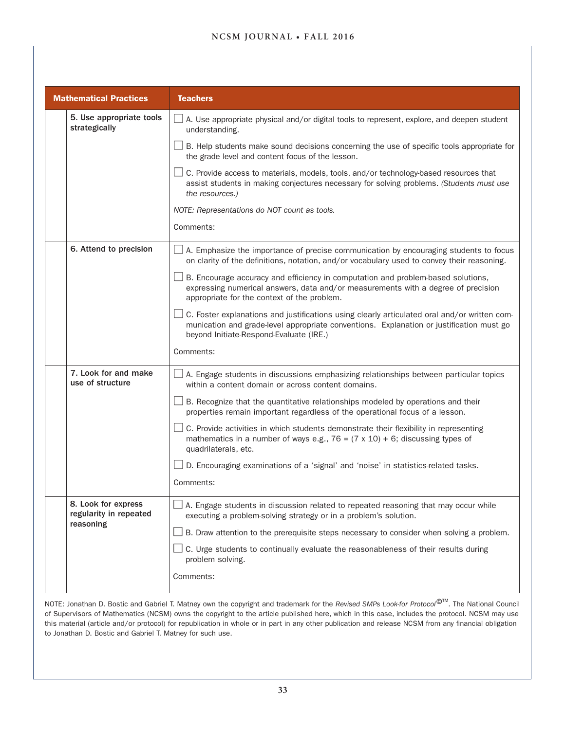| Mathematical Practices | Teachers |
| --- | --- |
| 5. Use appropriate tools strategically | ☐ A. Use appropriate physical and/or digital tools to represent, explore, and deepen student understanding.<br><br>☐ B. Help students make sound decisions concerning the use of specific tools appropriate for the grade level and content focus of the lesson.<br><br>☐ C. Provide access to materials, models, tools, and/or technology-based resources that assist students in making conjectures necessary for solving problems. *(Students must use the resources.)*<br><br>*NOTE: Representations do NOT count as tools.*<br><br>Comments: |
| 6. Attend to precision | ☐ A. Emphasize the importance of precise communication by encouraging students to focus on clarity of the definitions, notation, and/or vocabulary used to convey their reasoning.<br><br>☐ B. Encourage accuracy and efficiency in computation and problem-based solutions, expressing numerical answers, data and/or measurements with a degree of precision appropriate for the context of the problem.<br><br>☐ C. Foster explanations and justifications using clearly articulated oral and/or written communication and grade-level appropriate conventions. Explanation or justification must go beyond Initiate-Respond-Evaluate (IRE.)<br><br>Comments: |
| 7. Look for and make use of structure | ☐ A. Engage students in discussions emphasizing relationships between particular topics within a content domain or across content domains.<br><br>☐ B. Recognize that the quantitative relationships modeled by operations and their properties remain important regardless of the operational focus of a lesson.<br><br>☐ C. Provide activities in which students demonstrate their flexibility in representing mathematics in a number of ways e.g., 76 = (7 x 10) + 6; discussing types of quadrilaterals, etc.<br><br>☐ D. Encouraging examinations of a 'signal' and 'noise' in statistics-related tasks.<br><br>Comments: |
| 8. Look for express regularity in repeated reasoning | ☐ A. Engage students in discussion related to repeated reasoning that may occur while executing a problem-solving strategy or in a problem's solution.<br><br>☐ B. Draw attention to the prerequisite steps necessary to consider when solving a problem.<br><br>☐ C. Urge students to continually evaluate the reasonableness of their results during problem solving.<br><br>Comments: |

NOTE: Jonathan D. Bostic and Gabriel T. Matney own the copyright and trademark for the *Revised SMPs Look-for Protocol*©™. The National Council of Supervisors of Mathematics (NCSM) owns the copyright to the article published here, which in this case, includes the protocol. NCSM may use this material (article and/or protocol) for republication in whole or in part in any other publication and release NCSM from any financial obligation to Jonathan D. Bostic and Gabriel T. Matney for such use.